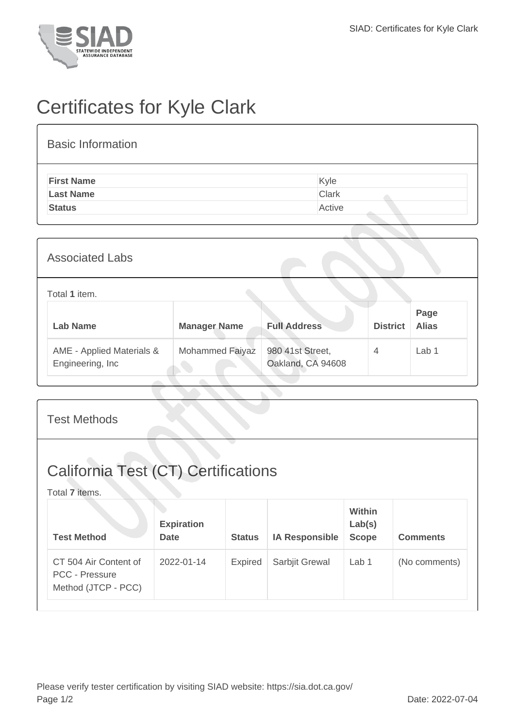# Certificates for Kyle Clark

## Basic Information

| | |
|---|---|
| **First Name** | Kyle |
| **Last Name** | Clark |
| **Status** | Active |

## Associated Labs

Total **1** item.

| Lab Name | Manager Name | Full Address | District | Page Alias |
|---|---|---|---|---|
| AME - Applied Materials & Engineering, Inc | Mohammed Faiyaz | 980 41st Street, Oakland, CA 94608 | 4 | Lab 1 |

## Test Methods

## California Test (CT) Certifications

Total **7** items.

| Test Method | Expiration Date | Status | IA Responsible | Within Lab(s) Scope | Comments |
|---|---|---|---|---|---|
| CT 504 Air Content of PCC - Pressure Method (JTCP - PCC) | 2022-01-14 | Expired | Sarbjit Grewal | Lab 1 | (No comments) |

Please verify tester certification by visiting SIAD website: https://sia.dot.ca.gov/

Date: 2022-07-04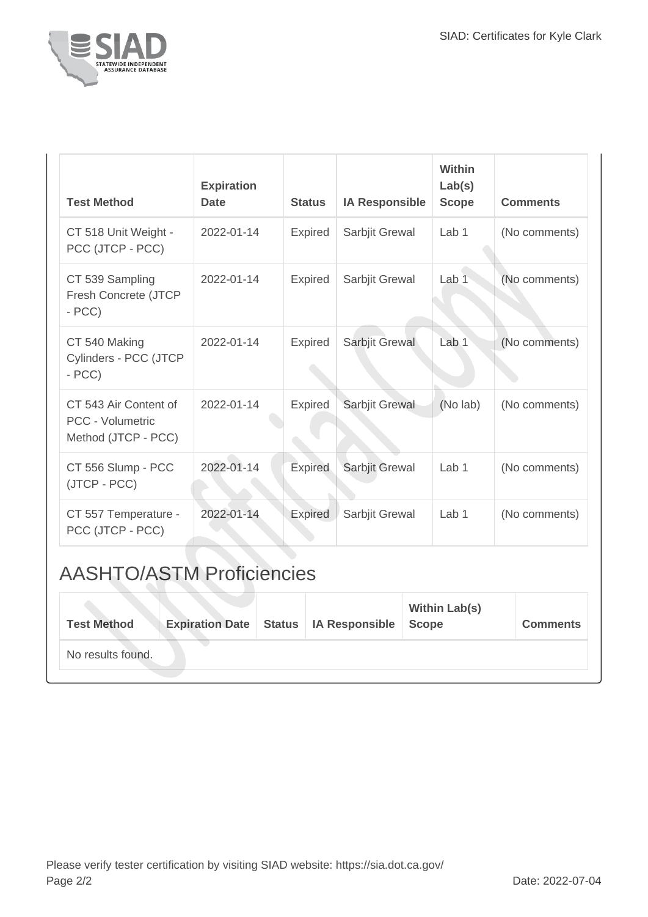| Test Method | Expiration Date | Status | IA Responsible | Within Lab(s) Scope | Comments |
|---|---|---|---|---|---|
| CT 518 Unit Weight - PCC (JTCP - PCC) | 2022-01-14 | Expired | Sarbjit Grewal | Lab 1 | (No comments) |
| CT 539 Sampling Fresh Concrete (JTCP - PCC) | 2022-01-14 | Expired | Sarbjit Grewal | Lab 1 | (No comments) |
| CT 540 Making Cylinders - PCC (JTCP - PCC) | 2022-01-14 | Expired | Sarbjit Grewal | Lab 1 | (No comments) |
| CT 543 Air Content of PCC - Volumetric Method (JTCP - PCC) | 2022-01-14 | Expired | Sarbjit Grewal | (No lab) | (No comments) |
| CT 556 Slump - PCC (JTCP - PCC) | 2022-01-14 | Expired | Sarbjit Grewal | Lab 1 | (No comments) |
| CT 557 Temperature - PCC (JTCP - PCC) | 2022-01-14 | Expired | Sarbjit Grewal | Lab 1 | (No comments) |

## AASHTO/ASTM Proficiencies

| Test Method | Expiration Date | Status | IA Responsible | Within Lab(s) Scope | Comments |
|---|---|---|---|---|---|
| No results found. | | | | | |

Please verify tester certification by visiting SIAD website: https://sia.dot.ca.gov/

Date: 2022-07-04